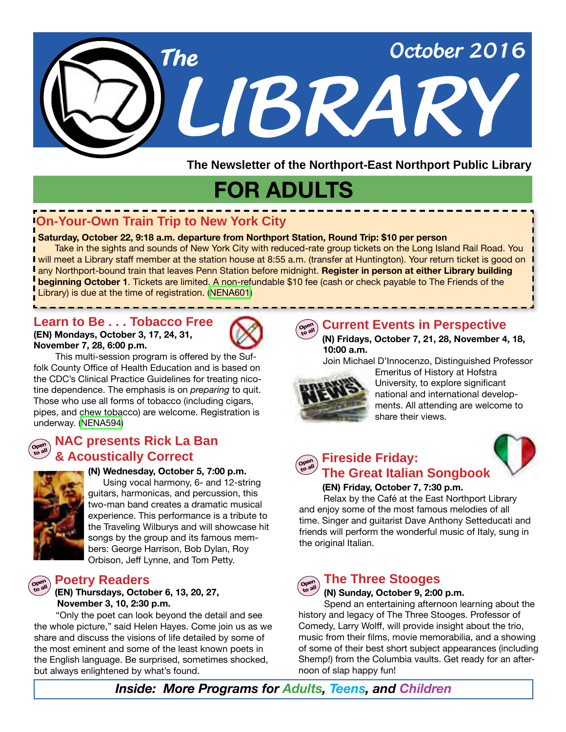# The LIBRARY

October 2016

**The Newsletter of the Northport-East Northport Public Library**

## FOR ADULTS

### On-Your-Own Train Trip to New York City

**Saturday, October 22, 9:18 a.m. departure from Northport Station, Round Trip: $10 per person**

Take in the sights and sounds of New York City with reduced-rate group tickets on the Long Island Rail Road. You will meet a Library staff member at the station house at 8:55 a.m. (transfer at Huntington). Your return ticket is good on any Northport-bound train that leaves Penn Station before midnight. **Register in person at either Library building beginning October 1**. Tickets are limited. A non-refundable $10 fee (cash or check payable to The Friends of the Library) is due at the time of registration. (NENA601)

### Learn to Be . . . Tobacco Free

**(EN) Mondays, October 3, 17, 24, 31, November 7, 28, 6:00 p.m.**

This multi-session program is offered by the Suffolk County Office of Health Education and is based on the CDC's Clinical Practice Guidelines for treating nicotine dependence. The emphasis is on *preparing* to quit. Those who use all forms of tobacco (including cigars, pipes, and chew tobacco) are welcome. Registration is underway. (NENA594)

### NAC presents Rick La Ban & Acoustically Correct

Open to all

**(N) Wednesday, October 5, 7:00 p.m.**

Using vocal harmony, 6- and 12-string guitars, harmonicas, and percussion, this two-man band creates a dramatic musical experience. This performance is a tribute to the Traveling Wilburys and will showcase hit songs by the group and its famous members: George Harrison, Bob Dylan, Roy Orbison, Jeff Lynne, and Tom Petty.

### Poetry Readers

Open to all

**(EN) Thursdays, October 6, 13, 20, 27, November 3, 10, 2:30 p.m.**

"Only the poet can look beyond the detail and see the whole picture," said Helen Hayes. Come join us as we share and discuss the visions of life detailed by some of the most eminent and some of the least known poets in the English language. Be surprised, sometimes shocked, but always enlightened by what's found.

### Current Events in Perspective

Open to all

**(N) Fridays, October 7, 21, 28, November 4, 18, 10:00 a.m.**

Join Michael D'Innocenzo, Distinguished Professor Emeritus of History at Hofstra University, to explore significant national and international developments. All attending are welcome to share their views.

### Fireside Friday: The Great Italian Songbook

Open to all

**(EN) Friday, October 7, 7:30 p.m.**

Relax by the Café at the East Northport Library and enjoy some of the most famous melodies of all time. Singer and guitarist Dave Anthony Setteducati and friends will perform the wonderful music of Italy, sung in the original Italian.

### The Three Stooges

Open to all

**(N) Sunday, October 9, 2:00 p.m.**

Spend an entertaining afternoon learning about the history and legacy of The Three Stooges. Professor of Comedy, Larry Wolff, will provide insight about the trio, music from their films, movie memorabilia, and a showing of some of their best short subject appearances (including Shemp!) from the Columbia vaults. Get ready for an afternoon of slap happy fun!

***Inside: More Programs for Adults, Teens, and Children***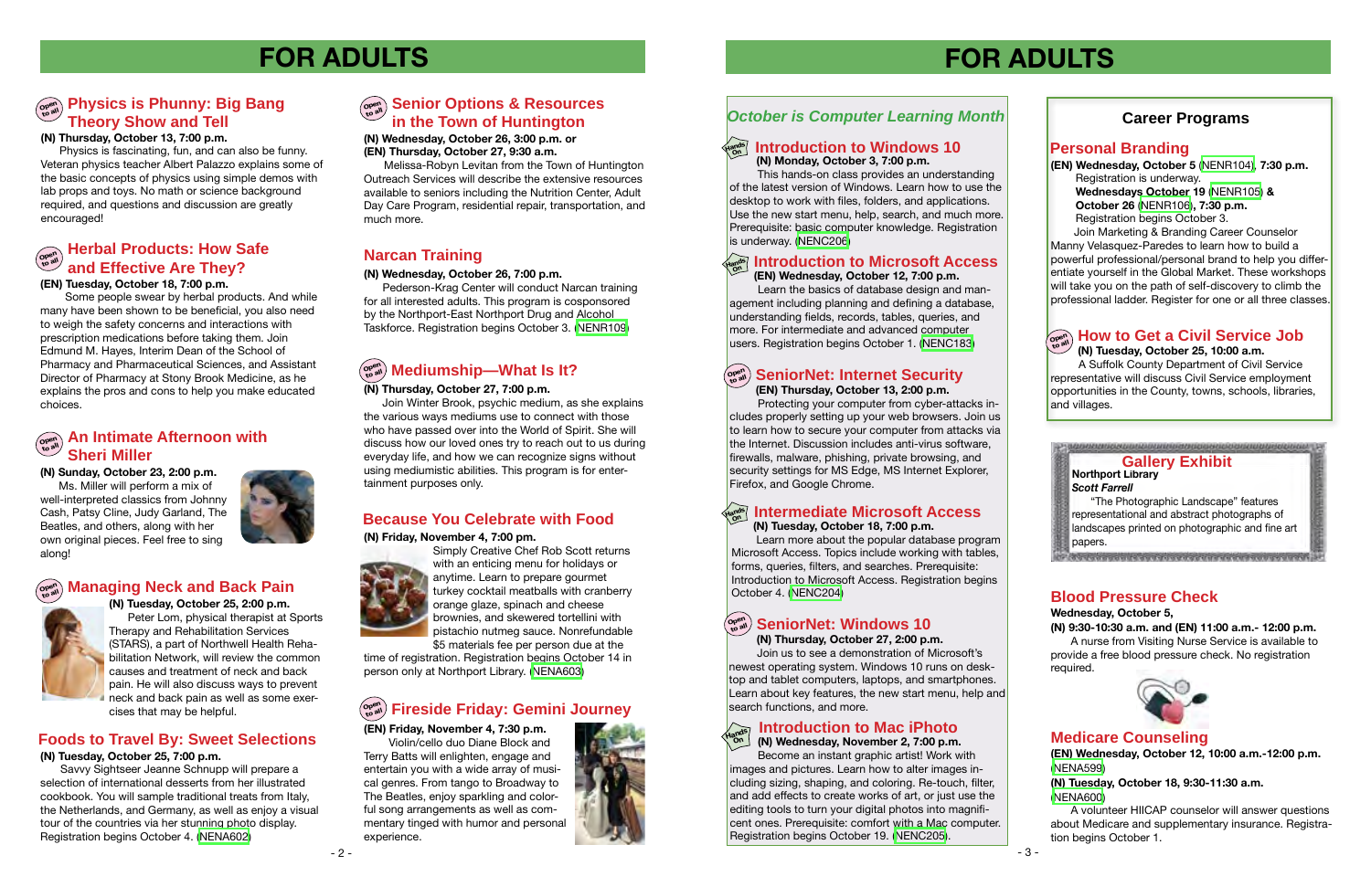# FOR ADULTS

## Physics is Phunny: Big Bang Theory Show and Tell

**(N) Thursday, October 13, 7:00 p.m.**

Physics is fascinating, fun, and can also be funny. Veteran physics teacher Albert Palazzo explains some of the basic concepts of physics using simple demos with lab props and toys. No math or science background required, and questions and discussion are greatly encouraged!

## Herbal Products: How Safe and Effective Are They?

**(EN) Tuesday, October 18, 7:00 p.m.**

Some people swear by herbal products. And while many have been shown to be beneficial, you also need to weigh the safety concerns and interactions with prescription medications before taking them. Join Edmund M. Hayes, Interim Dean of the School of Pharmacy and Pharmaceutical Sciences, and Assistant Director of Pharmacy at Stony Brook Medicine, as he explains the pros and cons to help you make educated choices.

## An Intimate Afternoon with Sheri Miller

**(N) Sunday, October 23, 2:00 p.m.**

Ms. Miller will perform a mix of well-interpreted classics from Johnny Cash, Patsy Cline, Judy Garland, The Beatles, and others, along with her own original pieces. Feel free to sing along!

## Managing Neck and Back Pain

**(N) Tuesday, October 25, 2:00 p.m.**

Peter Lom, physical therapist at Sports Therapy and Rehabilitation Services (STARS), a part of Northwell Health Rehabilitation Network, will review the common causes and treatment of neck and back pain. He will also discuss ways to prevent neck and back pain as well as some exercises that may be helpful.

## Foods to Travel By: Sweet Selections

**(N) Tuesday, October 25, 7:00 p.m.**

Savvy Sightseer Jeanne Schnupp will prepare a selection of international desserts from her illustrated cookbook. You will sample traditional treats from Italy, the Netherlands, and Germany, as well as enjoy a visual tour of the countries via her stunning photo display. Registration begins October 4. (NENA602)

## Senior Options & Resources in the Town of Huntington

**(N) Wednesday, October 26, 3:00 p.m. or**
**(EN) Thursday, October 27, 9:30 a.m.**

Melissa-Robyn Levitan from the Town of Huntington Outreach Services will describe the extensive resources available to seniors including the Nutrition Center, Adult Day Care Program, residential repair, transportation, and much more.

## Narcan Training

**(N) Wednesday, October 26, 7:00 p.m.**

Pederson-Krag Center will conduct Narcan training for all interested adults. This program is cosponsored by the Northport-East Northport Drug and Alcohol Taskforce. Registration begins October 3. (NENR109)

## Mediumship—What Is It?

**(N) Thursday, October 27, 7:00 p.m.**

Join Winter Brook, psychic medium, as she explains the various ways mediums use to connect with those who have passed over into the World of Spirit. She will discuss how our loved ones try to reach out to us during everyday life, and how we can recognize signs without using mediumistic abilities. This program is for entertainment purposes only.

## Because You Celebrate with Food

**(N) Friday, November 4, 7:00 pm.**

Simply Creative Chef Rob Scott returns with an enticing menu for holidays or anytime. Learn to prepare gourmet turkey cocktail meatballs with cranberry orange glaze, spinach and cheese brownies, and skewered tortellini with pistachio nutmeg sauce. Nonrefundable $5 materials fee per person due at the time of registration. Registration begins October 14 in person only at Northport Library. (NENA603)

## Fireside Friday: Gemini Journey

**(EN) Friday, November 4, 7:30 p.m.**

Violin/cello duo Diane Block and Terry Batts will enlighten, engage and entertain you with a wide array of musical genres. From tango to Broadway to The Beatles, enjoy sparkling and colorful song arrangements as well as complementary tinged with humor and personal experience.

# FOR ADULTS

## *October is Computer Learning Month*

### Introduction to Windows 10

**(N) Monday, October 3, 7:00 p.m.**

This hands-on class provides an understanding of the latest version of Windows. Learn how to use the desktop to work with files, folders, and applications. Use the new start menu, help, search, and much more. Prerequisite: basic computer knowledge. Registration is underway. (NENC206)

### Introduction to Microsoft Access

**(EN) Wednesday, October 12, 7:00 p.m.**

Learn the basics of database design and management including planning and defining a database, understanding fields, records, tables, queries, and more. For intermediate and advanced computer users. Registration begins October 1. (NENC183)

### SeniorNet: Internet Security

**(EN) Thursday, October 13, 2:00 p.m.**

Protecting your computer from cyber-attacks includes properly setting up your web browsers. Join us to learn how to secure your computer from attacks via the Internet. Discussion includes anti-virus software, firewalls, malware, phishing, private browsing, and security settings for MS Edge, MS Internet Explorer, Firefox, and Google Chrome.

### Intermediate Microsoft Access

**(N) Tuesday, October 18, 7:00 p.m.**

Learn more about the popular database program Microsoft Access. Topics include working with tables, forms, queries, filters, and searches. Prerequisite: Introduction to Microsoft Access. Registration begins October 4. (NENC204)

### SeniorNet: Windows 10

**(N) Thursday, October 27, 2:00 p.m.**

Join us to see a demonstration of Microsoft's newest operating system. Windows 10 runs on desktop and tablet computers, laptops, and smartphones. Learn about key features, the new start menu, help and search functions, and more.

### Introduction to Mac iPhoto

**(N) Wednesday, November 2, 7:00 p.m.**

Become an instant graphic artist! Work with images and pictures. Learn how to alter images including sizing, shaping, and coloring. Re-touch, filter, and add effects to create works of art, or just use the editing tools to turn your digital photos into magnificent ones. Prerequisite: comfort with a Mac computer. Registration begins October 19. (NENC205)

## Career Programs

### Personal Branding

**(EN) Wednesday, October 5 (NENR104), 7:30 p.m.**
Registration is underway.
**Wednesdays October 19 (NENR105) & October 26 (NENR106), 7:30 p.m.**
Registration begins October 3.

Join Marketing & Branding Career Counselor Manny Velasquez-Paredes to learn how to build a powerful professional/personal brand to help you differentiate yourself in the Global Market. These workshops will take you on the path of self-discovery to climb the professional ladder. Register for one or all three classes.

### How to Get a Civil Service Job

**(N) Tuesday, October 25, 10:00 a.m.**

A Suffolk County Department of Civil Service representative will discuss Civil Service employment opportunities in the County, towns, schools, libraries, and villages.

## Gallery Exhibit

**Northport Library**
***Scott Farrell***

"The Photographic Landscape" features representational and abstract photographs of landscapes printed on photographic and fine art papers.

## Blood Pressure Check

**Wednesday, October 5,**
**(N) 9:30-10:30 a.m. and (EN) 11:00 a.m.- 12:00 p.m.**

A nurse from Visiting Nurse Service is available to provide a free blood pressure check. No registration required.

## Medicare Counseling

**(EN) Wednesday, October 12, 10:00 a.m.-12:00 p.m.** (NENA599)

**(N) Tuesday, October 18, 9:30-11:30 a.m.** (NENA600)

A volunteer HIICAP counselor will answer questions about Medicare and supplementary insurance. Registration begins October 1.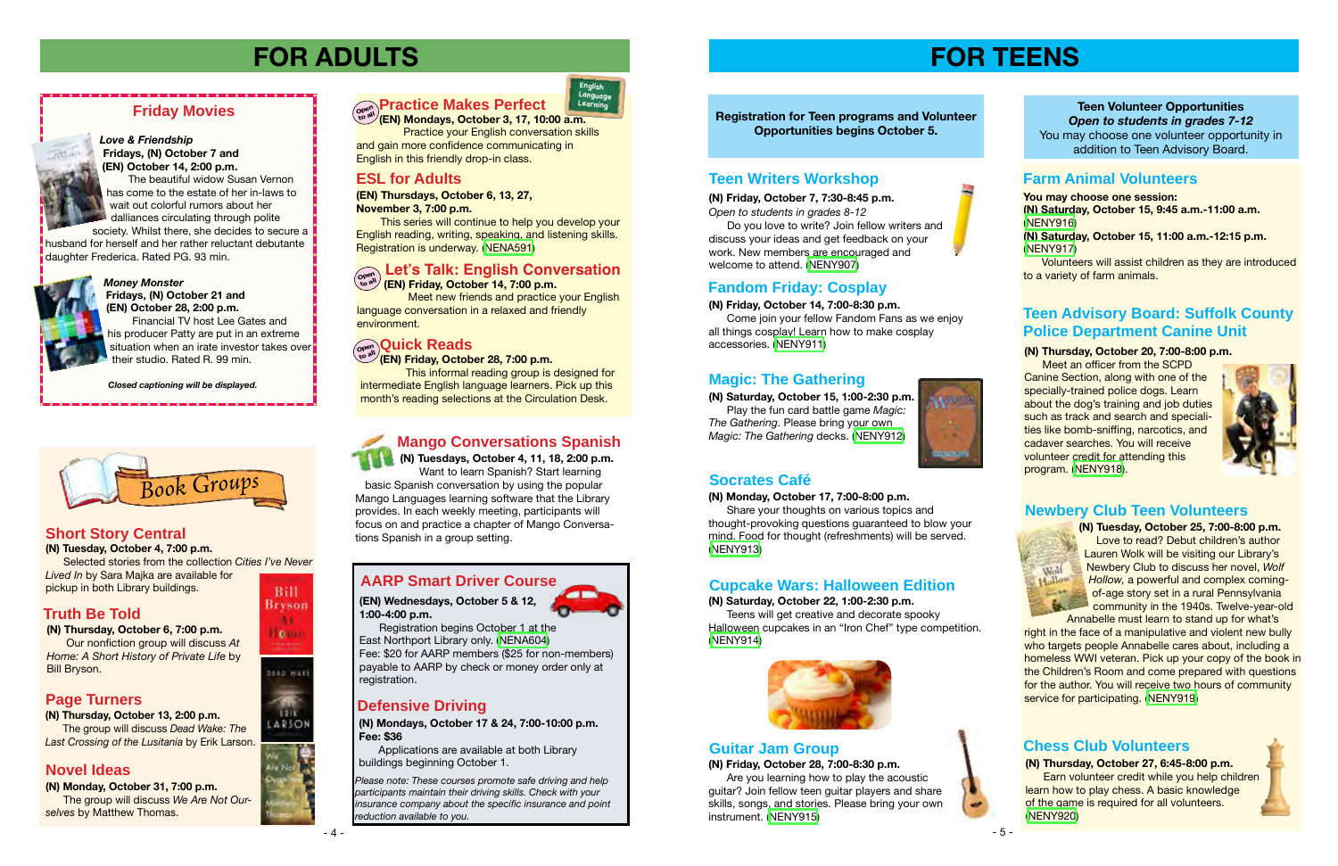# FOR ADULTS

## Friday Movies

***Love & Friendship***
**Fridays, (N) October 7 and (EN) October 14, 2:00 p.m.**

The beautiful widow Susan Vernon has come to the estate of her in-laws to wait out colorful rumors about her dalliances circulating through polite society. Whilst there, she decides to secure a husband for herself and her rather reluctant debutante daughter Frederica. Rated PG. 93 min.

***Money Monster***
**Fridays, (N) October 21 and (EN) October 28, 2:00 p.m.**

Financial TV host Lee Gates and his producer Patty are put in an extreme situation when an irate investor takes over their studio. Rated R. 99 min.

***Closed captioning will be displayed.***

## Book Groups

### Short Story Central

**(N) Tuesday, October 4, 7:00 p.m.**

Selected stories from the collection *Cities I've Never Lived In* by Sara Majka are available for pickup in both Library buildings.

### Truth Be Told

**(N) Thursday, October 6, 7:00 p.m.**

Our nonfiction group will discuss *At Home: A Short History of Private Life* by Bill Bryson.

### Page Turners

**(N) Thursday, October 13, 2:00 p.m.**

The group will discuss *Dead Wake: The Last Crossing of the Lusitania* by Erik Larson.

### Novel Ideas

**(N) Monday, October 31, 7:00 p.m.**

The group will discuss *We Are Not Ourselves* by Matthew Thomas.

## English Language Learning

### Practice Makes Perfect (Open to all)

**(EN) Mondays, October 3, 17, 10:00 a.m.**

Practice your English conversation skills and gain more confidence communicating in English in this friendly drop-in class.

### ESL for Adults

**(EN) Thursdays, October 6, 13, 27, November 3, 7:00 p.m.**

This series will continue to help you develop your English reading, writing, speaking, and listening skills. Registration is underway. (NENA591)

### Let's Talk: English Conversation (Open to all)

**(EN) Friday, October 14, 7:00 p.m.**

Meet new friends and practice your English language conversation in a relaxed and friendly environment.

### Quick Reads (Open to all)

**(EN) Friday, October 28, 7:00 p.m.**

This informal reading group is designed for intermediate English language learners. Pick up this month's reading selections at the Circulation Desk.

## Mango Conversations Spanish

**(N) Tuesdays, October 4, 11, 18, 2:00 p.m.**

Want to learn Spanish? Start learning basic Spanish conversation by using the popular Mango Languages learning software that the Library provides. In each weekly meeting, participants will focus on and practice a chapter of Mango Conversations Spanish in a group setting.

## AARP Smart Driver Course

**(EN) Wednesdays, October 5 & 12, 1:00-4:00 p.m.**

Registration begins October 1 at the East Northport Library only. (NENA604)
Fee: $20 for AARP members ($25 for non-members) payable to AARP by check or money order only at registration.

## Defensive Driving

**(N) Mondays, October 17 & 24, 7:00-10:00 p.m.**
**Fee: $36**

Applications are available at both Library buildings beginning October 1.

*Please note: These courses promote safe driving and help participants maintain their driving skills. Check with your insurance company about the specific insurance and point reduction available to you.*

# FOR TEENS

**Registration for Teen programs and Volunteer Opportunities begins October 5.**

## Teen Writers Workshop

**(N) Friday, October 7, 7:30-8:45 p.m.**
*Open to students in grades 8-12*

Do you love to write? Join fellow writers and discuss your ideas and get feedback on your work. New members are encouraged and welcome to attend. (NENY907)

## Fandom Friday: Cosplay

**(N) Friday, October 14, 7:00-8:30 p.m.**

Come join your fellow Fandom Fans as we enjoy all things cosplay! Learn how to make cosplay accessories. (NENY911)

## Magic: The Gathering

**(N) Saturday, October 15, 1:00-2:30 p.m.**

Play the fun card battle game *Magic: The Gathering*. Please bring your own *Magic: The Gathering* decks. (NENY912)

## Socrates Café

**(N) Monday, October 17, 7:00-8:00 p.m.**

Share your thoughts on various topics and thought-provoking questions guaranteed to blow your mind. Food for thought (refreshments) will be served. (NENY913)

## Cupcake Wars: Halloween Edition

**(N) Saturday, October 22, 1:00-2:30 p.m.**

Teens will get creative and decorate spooky Halloween cupcakes in an "Iron Chef" type competition. (NENY914)

## Guitar Jam Group

**(N) Friday, October 28, 7:00-8:30 p.m.**

Are you learning how to play the acoustic guitar? Join fellow teen guitar players and share skills, songs, and stories. Please bring your own instrument. (NENY915)

## Teen Volunteer Opportunities

***Open to students in grades 7-12***

You may choose one volunteer opportunity in addition to Teen Advisory Board.

## Farm Animal Volunteers

**You may choose one session:**
**(N) Saturday, October 15, 9:45 a.m.-11:00 a.m.** (NENY916)
**(N) Saturday, October 15, 11:00 a.m.-12:15 p.m.** (NENY917)

Volunteers will assist children as they are introduced to a variety of farm animals.

## Teen Advisory Board: Suffolk County Police Department Canine Unit

**(N) Thursday, October 20, 7:00-8:00 p.m.**

Meet an officer from the SCPD Canine Section, along with one of the specially-trained police dogs. Learn about the dog's training and job duties such as track and search and specialities like bomb-sniffing, narcotics, and cadaver searches. You will receive volunteer credit for attending this program. (NENY918)

## Newbery Club Teen Volunteers

**(N) Tuesday, October 25, 7:00-8:00 p.m.**

Love to read? Debut children's author Lauren Wolk will be visiting our Library's Newbery Club to discuss her novel, *Wolf Hollow,* a powerful and compelling coming-of-age story set in a rural Pennsylvania community in the 1940s. Twelve-year-old Annabelle must learn to stand up for what's right in the face of a manipulative and violent new bully who targets people Annabelle cares about, including a homeless WWI veteran. Pick up your copy of the book in the Children's Room and come prepared with questions for the author. You will receive two hours of community service for participating. (NENY919)

## Chess Club Volunteers

**(N) Thursday, October 27, 6:45-8:00 p.m.**

Earn volunteer credit while you help children learn how to play chess. A basic knowledge of the game is required for all volunteers. (NENY920)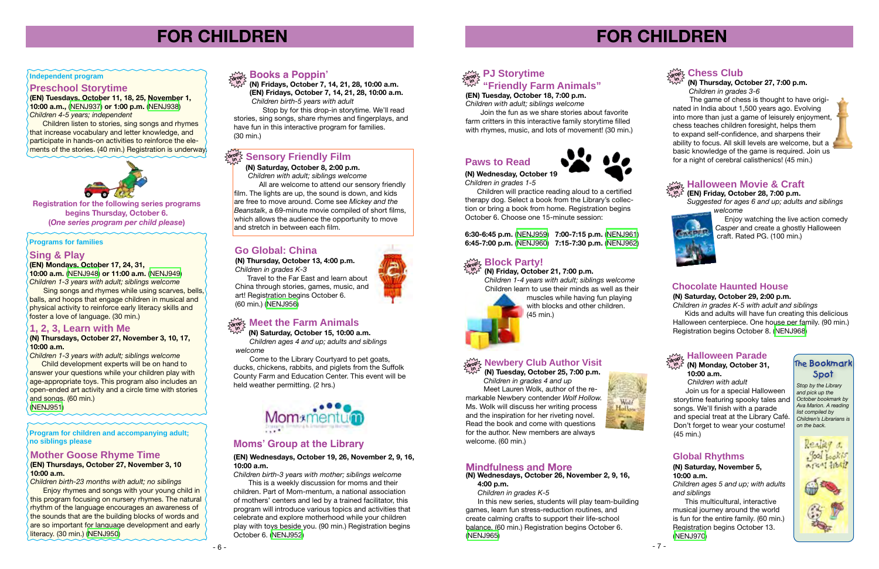# FOR CHILDREN

**Independent program**

## Preschool Storytime

**(EN) Tuesdays, October 11, 18, 25, November 1, 10:00 a.m.,** (NENJ937) **or 1:00 p.m.** (NENJ938)

*Children 4-5 years; independent*

Children listen to stories, sing songs and rhymes that increase vocabulary and letter knowledge, and participate in hands-on activities to reinforce the elements of the stories. (40 min.) Registration is underway.

**Registration for the following series programs begins Thursday, October 6. (*One series program per child please*)**

**Programs for families**

## Sing & Play

**(EN) Mondays, October 17, 24, 31, 10:00 a.m.** (NENJ948) **or 11:00 a.m.** (NENJ949)

*Children 1-3 years with adult; siblings welcome*

Sing songs and rhymes while using scarves, bells, balls, and hoops that engage children in musical and physical activity to reinforce early literacy skills and foster a love of language. (30 min.)

## 1, 2, 3, Learn with Me

**(N) Thursdays, October 27, November 3, 10, 17, 10:00 a.m.**

*Children 1-3 years with adult; siblings welcome*

Child development experts will be on hand to answer your questions while your children play with age-appropriate toys. This program also includes an open-ended art activity and a circle time with stories and songs. (60 min.) (NENJ951)

**Program for children and accompanying adult; no siblings please**

## Mother Goose Rhyme Time

**(EN) Thursdays, October 27, November 3, 10 10:00 a.m.**

*Children birth-23 months with adult; no siblings*

Enjoy rhymes and songs with your young child in this program focusing on nursery rhymes. The natural rhythm of the language encourages an awareness of the sounds that are the building blocks of words and are so important for language development and early literacy. (30 min.) (NENJ950)

## Books a Poppin'

**(N) Fridays, October 7, 14, 21, 28, 10:00 a.m.**
**(EN) Fridays, October 7, 14, 21, 28, 10:00 a.m.**

*Children birth-5 years with adult*

Stop by for this drop-in storytime. We'll read stories, sing songs, share rhymes and fingerplays, and have fun in this interactive program for families. (30 min.)

## Sensory Friendly Film

**(N) Saturday, October 8, 2:00 p.m.**

*Children with adult; siblings welcome*

All are welcome to attend our sensory friendly film. The lights are up, the sound is down, and kids are free to move around. Come see *Mickey and the Beanstalk*, a 69-minute movie compiled of short films, which allows the audience the opportunity to move and stretch in between each film.

## Go Global: China

**(N) Thursday, October 13, 4:00 p.m.**

*Children in grades K-3*

Travel to the Far East and learn about China through stories, games, music, and art! Registration begins October 6. (60 min.) (NENJ956)

## Meet the Farm Animals

**(N) Saturday, October 15, 10:00 a.m.**

*Children ages 4 and up; adults and siblings welcome*

Come to the Library Courtyard to pet goats, ducks, chickens, rabbits, and piglets from the Suffolk County Farm and Education Center. This event will be held weather permitting. (2 hrs.)

## Moms' Group at the Library

**(EN) Wednesdays, October 19, 26, November 2, 9, 16, 10:00 a.m.**

*Children birth-3 years with mother; siblings welcome*

This is a weekly discussion for moms and their children. Part of Mom-mentum, a national association of mothers' centers and led by a trained facilitator, this program will introduce various topics and activities that celebrate and explore motherhood while your children play with toys beside you. (90 min.) Registration begins October 6. (NENJ952)

# FOR CHILDREN

## PJ Storytime "Friendly Farm Animals"

**(EN) Tuesday, October 18, 7:00 p.m.**

*Children with adult; siblings welcome*

Join the fun as we share stories about favorite farm critters in this interactive family storytime filled with rhymes, music, and lots of movement! (30 min.)

## Paws to Read

**(N) Wednesday, October 19**

*Children in grades 1-5*

Children will practice reading aloud to a certified therapy dog. Select a book from the Library's collection or bring a book from home. Registration begins October 6. Choose one 15-minute session:

**6:30-6:45 p.m.** (NENJ959) **7:00-7:15 p.m.** (NENJ961)
**6:45-7:00 p.m.** (NENJ960) **7:15-7:30 p.m.** (NENJ962)

## Block Party!

**(N) Friday, October 21, 7:00 p.m.**

*Children 1-4 years with adult; siblings welcome*

Children learn to use their minds as well as their muscles while having fun playing with blocks and other children. (45 min.)

## Newbery Club Author Visit

**(N) Tuesday, October 25, 7:00 p.m.**

*Children in grades 4 and up*

Meet Lauren Wolk, author of the remarkable Newbery contender *Wolf Hollow.* Ms. Wolk will discuss her writing process and the inspiration for her riveting novel. Read the book and come with questions for the author. New members are always welcome. (60 min.)

## Mindfulness and More

**(N) Wednesdays, October 26, November 2, 9, 16, 4:00 p.m.**

*Children in grades K-5*

In this new series, students will play team-building games, learn fun stress-reduction routines, and create calming crafts to support their life-school balance. (60 min.) Registration begins October 6. (NENJ965)

## Chess Club

**(N) Thursday, October 27, 7:00 p.m.**

*Children in grades 3-6*

The game of chess is thought to have originated in India about 1,500 years ago. Evolving into more than just a game of leisurely enjoyment, chess teaches children foresight, helps them to expand self-confidence, and sharpens their ability to focus. All skill levels are welcome, but a basic knowledge of the game is required. Join us for a night of cerebral calisthenics! (45 min.)

## Halloween Movie & Craft

**(EN) Friday, October 28, 7:00 p.m.**

*Suggested for ages 6 and up; adults and siblings welcome*

Enjoy watching the live action comedy *Casper* and create a ghostly Halloween craft. Rated PG. (100 min.)

## Chocolate Haunted House

**(N) Saturday, October 29, 2:00 p.m.**

*Children in grades K-5 with adult and siblings*

Kids and adults will have fun creating this delicious Halloween centerpiece. One house per family. (90 min.) Registration begins October 8. (NENJ968)

## Halloween Parade

**(N) Monday, October 31, 10:00 a.m.**

*Children with adult*

Join us for a special Halloween storytime featuring spooky tales and songs. We'll finish with a parade and special treat at the Library Café. Don't forget to wear your costume! (45 min.)

## Global Rhythms

**(N) Saturday, November 5, 10:00 a.m.**

*Children ages 5 and up; with adults and siblings*

This multicultural, interactive musical journey around the world is fun for the entire family. (60 min.) Registration begins October 13. (NENJ970)

### The Bookmark Spot

*Stop by the Library and pick up the October bookmark by Ava Marion. A reading list compiled by Children's Librarians is on the back.*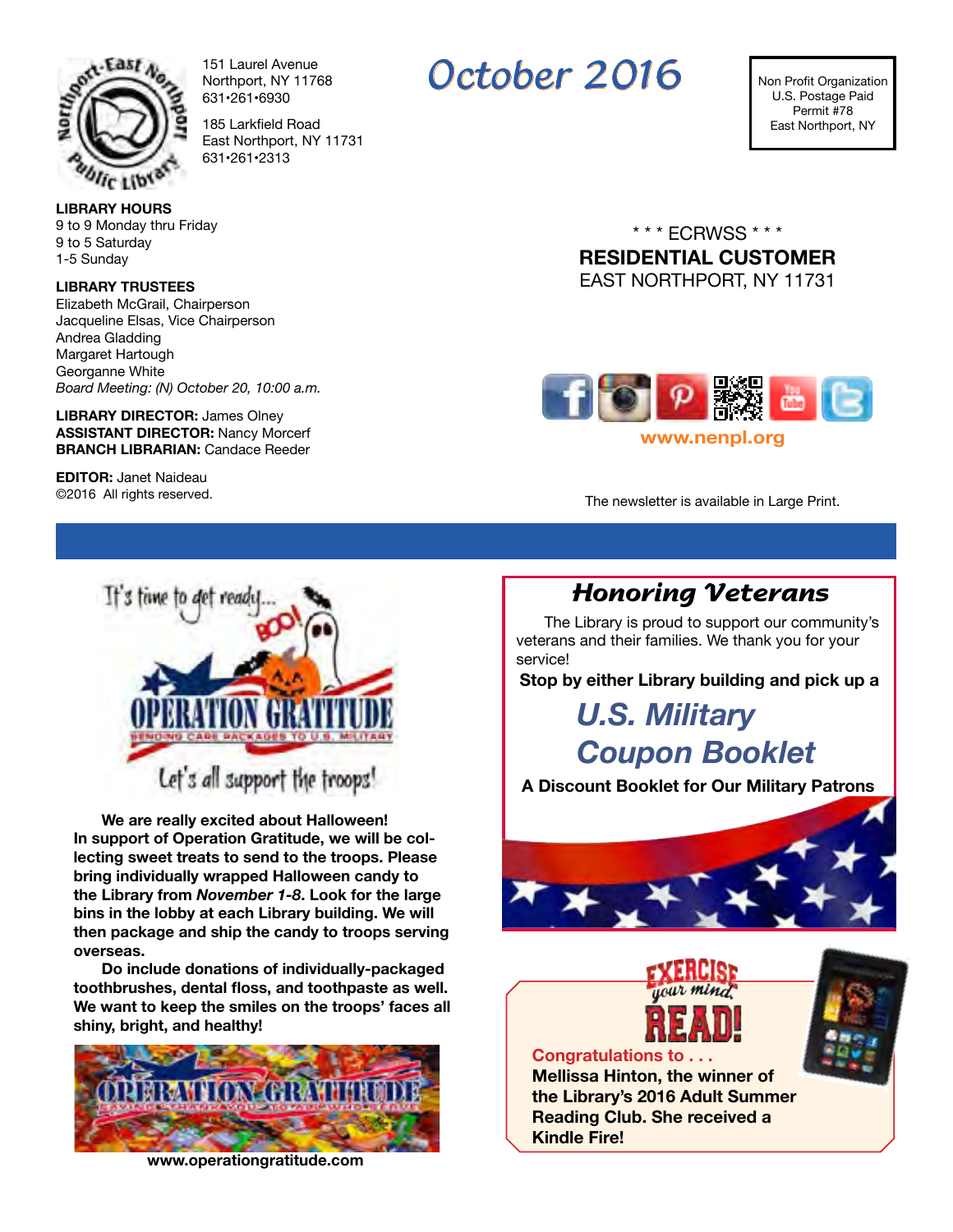151 Laurel Avenue
Northport, NY 11768
631•261•6930

185 Larkfield Road
East Northport, NY 11731
631•261•2313

# October 2016

Non Profit Organization
U.S. Postage Paid
Permit #78
East Northport, NY

**LIBRARY HOURS**
9 to 9 Monday thru Friday
9 to 5 Saturday
1-5 Sunday

**LIBRARY TRUSTEES**
Elizabeth McGrail, Chairperson
Jacqueline Elsas, Vice Chairperson
Andrea Gladding
Margaret Hartough
Georganne White
*Board Meeting: (N) October 20, 10:00 a.m.*

**LIBRARY DIRECTOR:** James Olney
**ASSISTANT DIRECTOR:** Nancy Morcerf
**BRANCH LIBRARIAN:** Candace Reeder

**EDITOR:** Janet Naideau
©2016 All rights reserved.

\* \* \* ECRWSS \* \* \*
**RESIDENTIAL CUSTOMER**
EAST NORTHPORT, NY 11731

**www.nenpl.org**

The newsletter is available in Large Print.

It's time to get ready... BOO!

OPERATION GRATITUDE
SENDING CARE PACKAGES TO U.S. MILITARY

Let's all support the troops!

**We are really excited about Halloween! In support of Operation Gratitude, we will be collecting sweet treats to send to the troops. Please bring individually wrapped Halloween candy to the Library from *November 1-8*. Look for the large bins in the lobby at each Library building. We will then package and ship the candy to troops serving overseas.**

**Do include donations of individually-packaged toothbrushes, dental floss, and toothpaste as well. We want to keep the smiles on the troops' faces all shiny, bright, and healthy!**

OPERATION GRATITUDE
SAYING THANK YOU TO THOSE WHO SERVE

**www.operationgratitude.com**

## *Honoring Veterans*

The Library is proud to support our community's veterans and their families. We thank you for your service!

**Stop by either Library building and pick up a**

***U.S. Military Coupon Booklet***

**A Discount Booklet for Our Military Patrons**

EXERCISE your mind, READ!

**Congratulations to . . .**
**Mellissa Hinton, the winner of the Library's 2016 Adult Summer Reading Club. She received a Kindle Fire!**